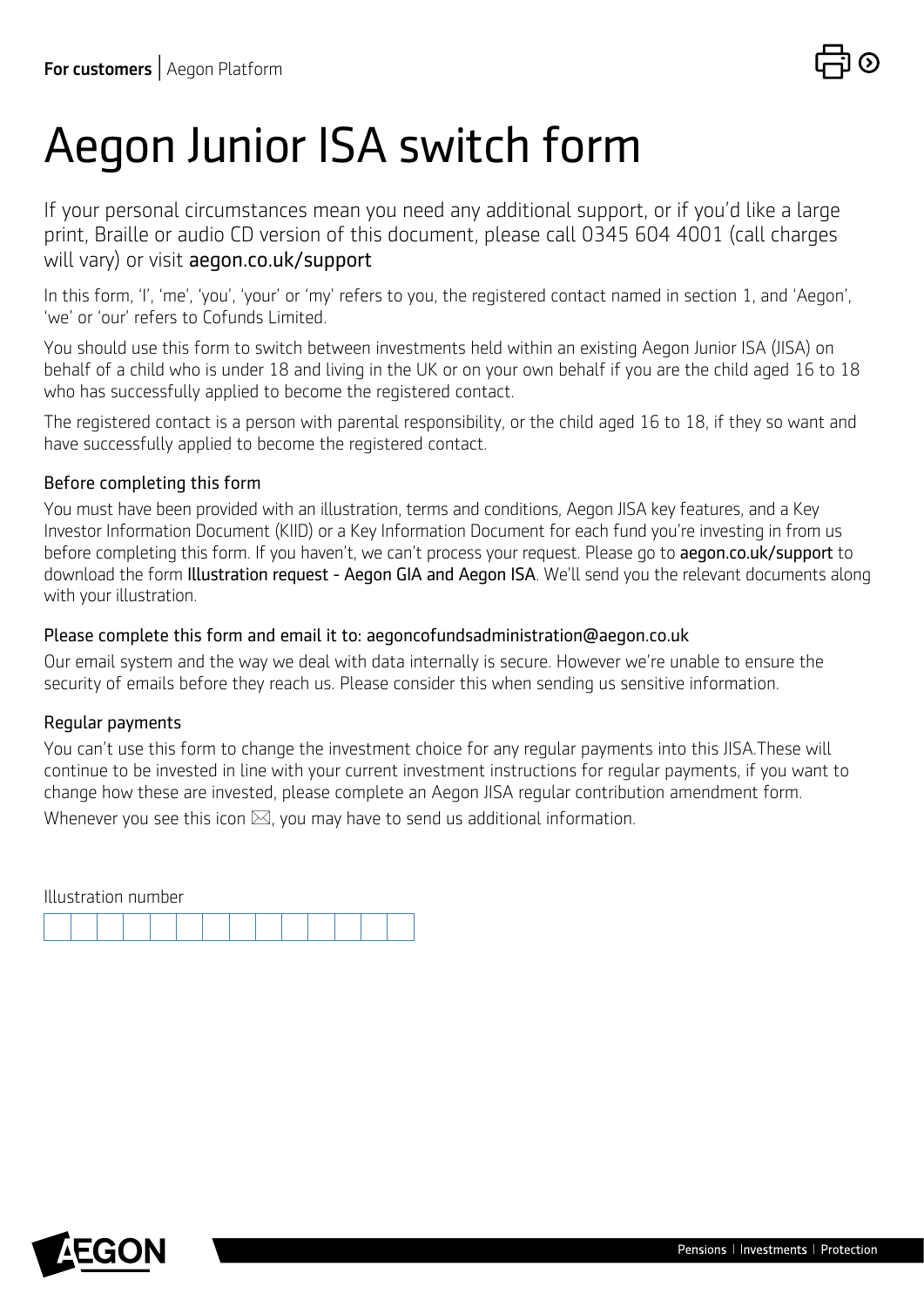For customers | Aegon Platform

# Aegon Junior ISA switch form

If your personal circumstances mean you need any additional support, or if you'd like a large print, Braille or audio CD version of this document, please call 0345 604 4001 (call charges will vary) or visit aegon.co.uk/support

In this form, 'I', 'me', 'you', 'your' or 'my' refers to you, the registered contact named in section 1, and 'Aegon', 'we' or 'our' refers to Cofunds Limited.

You should use this form to switch between investments held within an existing Aegon Junior ISA (JISA) on behalf of a child who is under 18 and living in the UK or on your own behalf if you are the child aged 16 to 18 who has successfully applied to become the registered contact.

The registered contact is a person with parental responsibility, or the child aged 16 to 18, if they so want and have successfully applied to become the registered contact.

### Before completing this form

You must have been provided with an illustration, terms and conditions, Aegon JISA key features, and a Key Investor Information Document (KIID) or a Key Information Document for each fund you're investing in from us before completing this form. If you haven't, we can't process your request. Please go to aegon.co.uk/support to download the form Illustration request - Aegon GIA and Aegon ISA. We'll send you the relevant documents along with your illustration.

### Please complete this form and email it to: aegoncofundsadministration@aegon.co.uk

Our email system and the way we deal with data internally is secure. However we're unable to ensure the security of emails before they reach us. Please consider this when sending us sensitive information.

### Regular payments

You can't use this form to change the investment choice for any regular payments into this JISA.These will continue to be invested in line with your current investment instructions for regular payments, if you want to change how these are invested, please complete an Aegon JISA regular contribution amendment form.

Whenever you see this icon ⊠, you may have to send us additional information.

Illustration number

| | | | | | | | | | | | | | |
|---|---|---|---|---|---|---|---|---|---|---|---|---|---|
| | | | | | | | | | | | | | |

AEGON

Pensions | Investments | Protection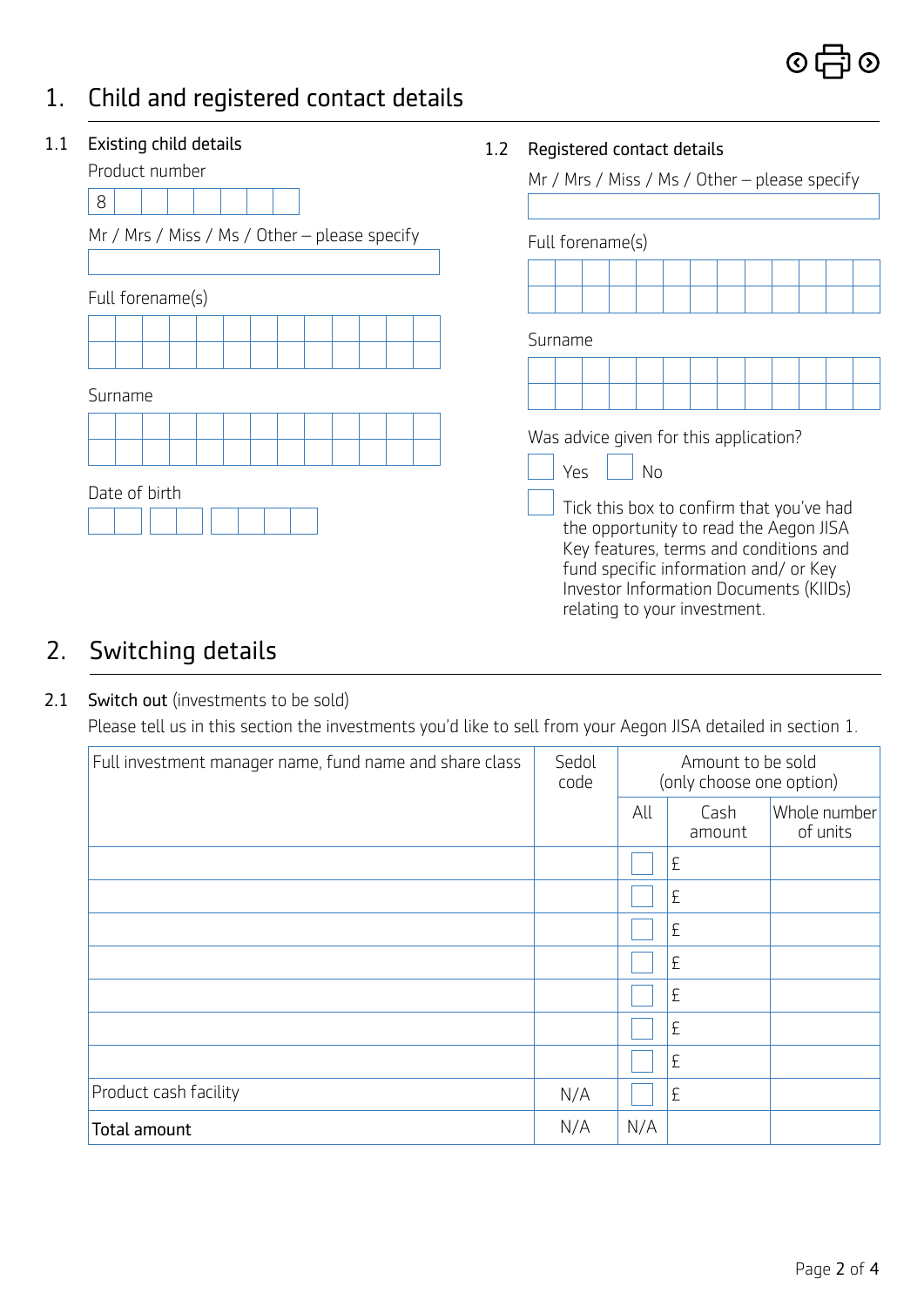# 1. Child and registered contact details

## 1.1 Existing child details

Product number

8

Mr / Mrs / Miss / Ms / Other – please specify

Full forename(s)

Surname

Date of birth

## 1.2 Registered contact details

Mr / Mrs / Miss / Ms / Other – please specify

Full forename(s)

Surname

Was advice given for this application?

☐ Yes ☐ No

☐ Tick this box to confirm that you've had the opportunity to read the Aegon JISA Key features, terms and conditions and fund specific information and/ or Key Investor Information Documents (KIIDs) relating to your investment.

# 2. Switching details

## 2.1 Switch out (investments to be sold)

Please tell us in this section the investments you'd like to sell from your Aegon JISA detailed in section 1.

| Full investment manager name, fund name and share class | Sedol code | Amount to be sold (only choose one option) | | |
|---|---|---|---|---|
| | | All | Cash amount | Whole number of units |
| | | ☐ | £ | |
| | | ☐ | £ | |
| | | ☐ | £ | |
| | | ☐ | £ | |
| | | ☐ | £ | |
| | | ☐ | £ | |
| | | ☐ | £ | |
| Product cash facility | N/A | ☐ | £ | |
| **Total amount** | N/A | N/A | | |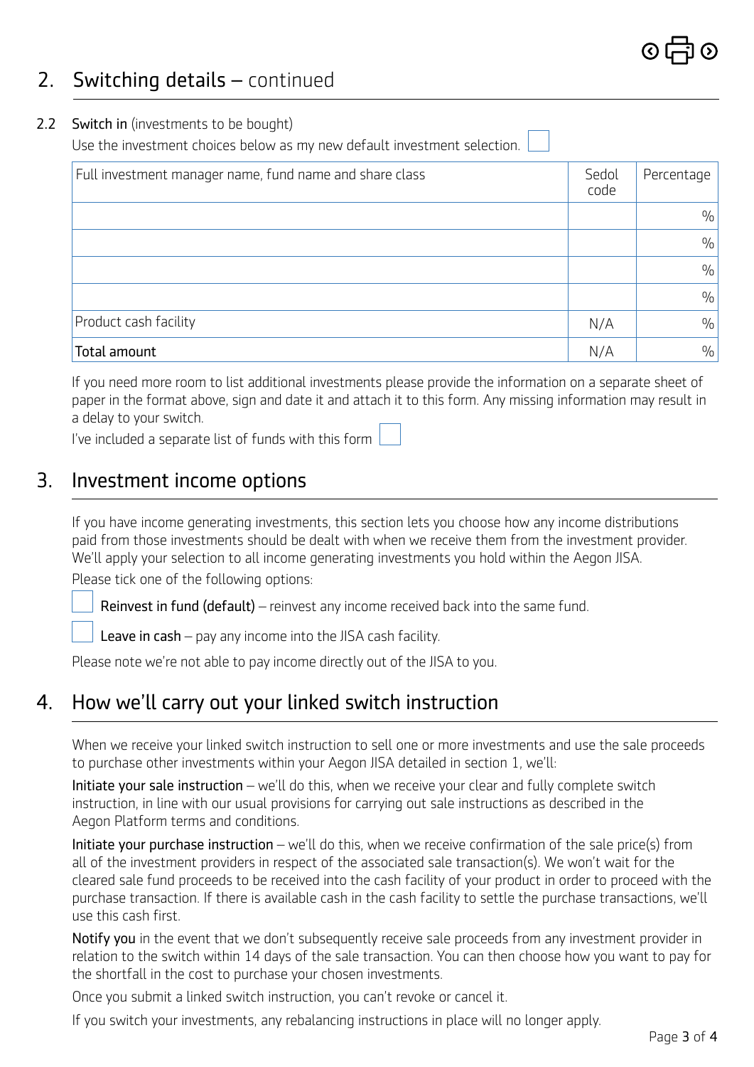## 2. Switching details – continued

### 2.2 Switch in (investments to be bought)

Use the investment choices below as my new default investment selection. ☐

| Full investment manager name, fund name and share class | Sedol code | Percentage |
|---|---|---|
| | | % |
| | | % |
| | | % |
| | | % |
| Product cash facility | N/A | % |
| **Total amount** | N/A | % |

If you need more room to list additional investments please provide the information on a separate sheet of paper in the format above, sign and date it and attach it to this form. Any missing information may result in a delay to your switch.

I've included a separate list of funds with this form ☐

## 3. Investment income options

If you have income generating investments, this section lets you choose how any income distributions paid from those investments should be dealt with when we receive them from the investment provider. We'll apply your selection to all income generating investments you hold within the Aegon JISA.

Please tick one of the following options:

☐ **Reinvest in fund (default)** – reinvest any income received back into the same fund.

☐ **Leave in cash** – pay any income into the JISA cash facility.

Please note we're not able to pay income directly out of the JISA to you.

## 4. How we'll carry out your linked switch instruction

When we receive your linked switch instruction to sell one or more investments and use the sale proceeds to purchase other investments within your Aegon JISA detailed in section 1, we'll:

**Initiate your sale instruction** – we'll do this, when we receive your clear and fully complete switch instruction, in line with our usual provisions for carrying out sale instructions as described in the Aegon Platform terms and conditions.

**Initiate your purchase instruction** – we'll do this, when we receive confirmation of the sale price(s) from all of the investment providers in respect of the associated sale transaction(s). We won't wait for the cleared sale fund proceeds to be received into the cash facility of your product in order to proceed with the purchase transaction. If there is available cash in the cash facility to settle the purchase transactions, we'll use this cash first.

**Notify you** in the event that we don't subsequently receive sale proceeds from any investment provider in relation to the switch within 14 days of the sale transaction. You can then choose how you want to pay for the shortfall in the cost to purchase your chosen investments.

Once you submit a linked switch instruction, you can't revoke or cancel it.

If you switch your investments, any rebalancing instructions in place will no longer apply.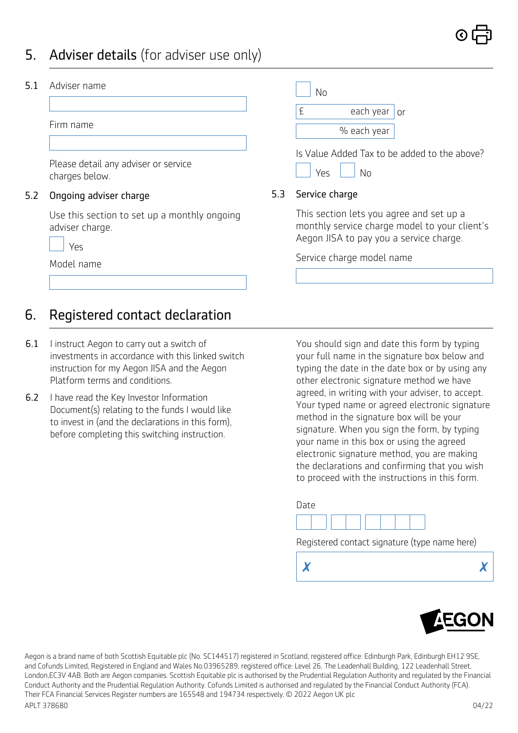## 5. Adviser details (for adviser use only)

5.1 Adviser name

Firm name

Please detail any adviser or service charges below.

5.2 Ongoing adviser charge

Use this section to set up a monthly ongoing adviser charge.

☐ Yes

Model name

☐ No

£ each year or

% each year

Is Value Added Tax to be added to the above?

☐ Yes ☐ No

5.3 Service charge

This section lets you agree and set up a monthly service charge model to your client's Aegon JISA to pay you a service charge.

Service charge model name

## 6. Registered contact declaration

6.1 I instruct Aegon to carry out a switch of investments in accordance with this linked switch instruction for my Aegon JISA and the Aegon Platform terms and conditions.

6.2 I have read the Key Investor Information Document(s) relating to the funds I would like to invest in (and the declarations in this form), before completing this switching instruction.

You should sign and date this form by typing your full name in the signature box below and typing the date in the date box or by using any other electronic signature method we have agreed, in writing with your adviser, to accept. Your typed name or agreed electronic signature method in the signature box will be your signature. When you sign the form, by typing your name in this box or using the agreed electronic signature method, you are making the declarations and confirming that you wish to proceed with the instructions in this form.

Date

Registered contact signature (type name here)

✗ ✗

Aegon is a brand name of both Scottish Equitable plc (No. SC144517) registered in Scotland, registered office: Edinburgh Park, Edinburgh EH12 9SE, and Cofunds Limited, Registered in England and Wales No.03965289, registered office: Level 26, The Leadenhall Building, 122 Leadenhall Street, London,EC3V 4AB. Both are Aegon companies. Scottish Equitable plc is authorised by the Prudential Regulation Authority and regulated by the Financial Conduct Authority and the Prudential Regulation Authority. Cofunds Limited is authorised and regulated by the Financial Conduct Authority (FCA). Their FCA Financial Services Register numbers are 165548 and 194734 respectively. © 2022 Aegon UK plc

APLT 378680 04/22